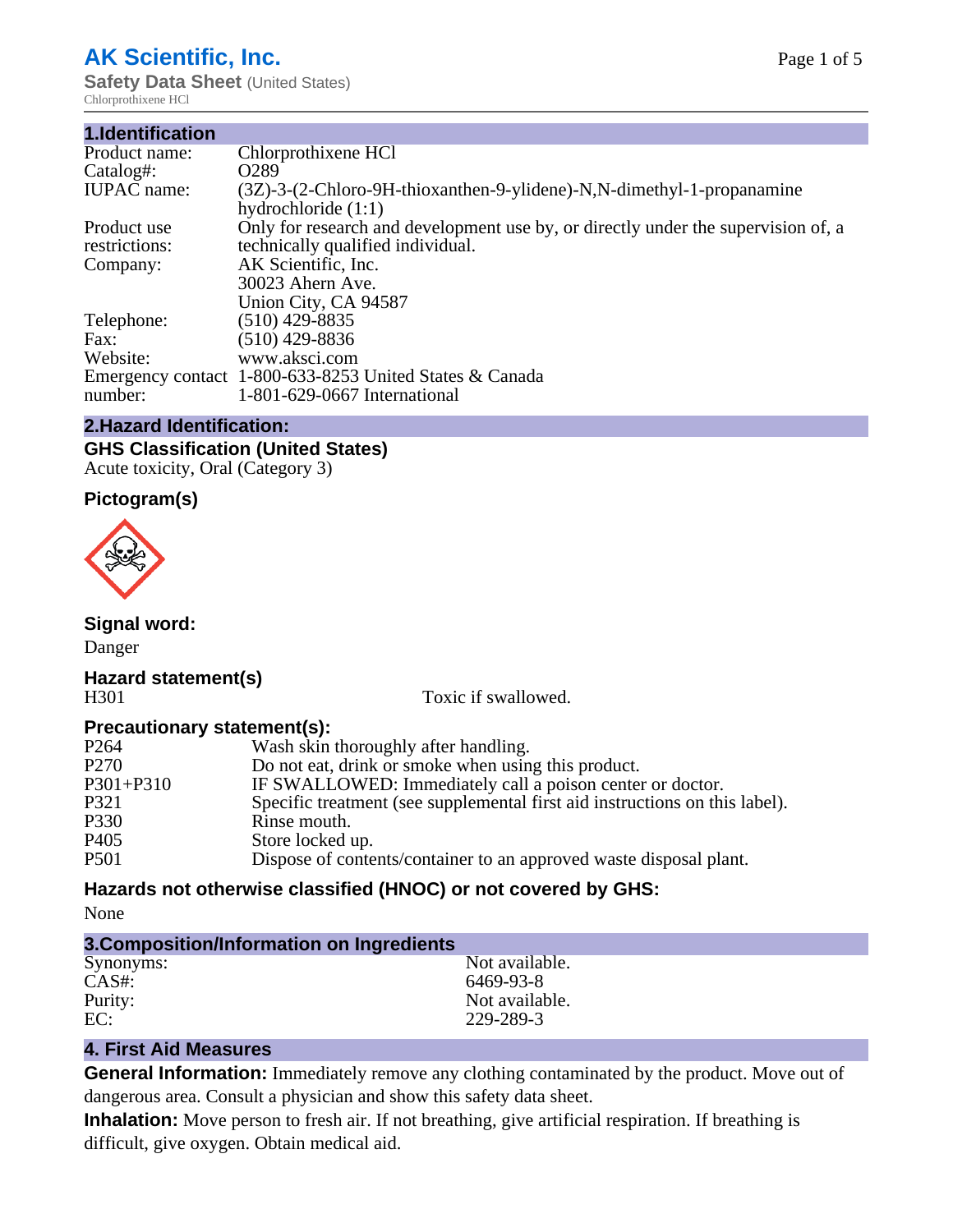# AK Scientific, Inc.

**Safety Data Sheet** (United States)

Chlorprothixene HCl

## 1.Identification

| | |
|---|---|
| Product name: | Chlorprothixene HCl |
| Catalog#: | O289 |
| IUPAC name: | (3Z)-3-(2-Chloro-9H-thioxanthen-9-ylidene)-N,N-dimethyl-1-propanamine hydrochloride (1:1) |
| Product use restrictions: | Only for research and development use by, or directly under the supervision of, a technically qualified individual. |
| Company: | AK Scientific, Inc.<br>30023 Ahern Ave.<br>Union City, CA 94587 |
| Telephone: | (510) 429-8835 |
| Fax: | (510) 429-8836 |
| Website: | www.aksci.com |
| Emergency contact number: | 1-800-633-8253 United States & Canada<br>1-801-629-0667 International |

## 2.Hazard Identification:

### GHS Classification (United States)

Acute toxicity, Oral (Category 3)

### Pictogram(s)

### Signal word:

Danger

### Hazard statement(s)

| | |
|---|---|
| H301 | Toxic if swallowed. |

### Precautionary statement(s):

| | |
|---|---|
| P264 | Wash skin thoroughly after handling. |
| P270 | Do not eat, drink or smoke when using this product. |
| P301+P310 | IF SWALLOWED: Immediately call a poison center or doctor. |
| P321 | Specific treatment (see supplemental first aid instructions on this label). |
| P330 | Rinse mouth. |
| P405 | Store locked up. |
| P501 | Dispose of contents/container to an approved waste disposal plant. |

### Hazards not otherwise classified (HNOC) or not covered by GHS:

None

## 3.Composition/Information on Ingredients

| | |
|---|---|
| Synonyms: | Not available. |
| CAS#: | 6469-93-8 |
| Purity: | Not available. |
| EC: | 229-289-3 |

## 4. First Aid Measures

**General Information:** Immediately remove any clothing contaminated by the product. Move out of dangerous area. Consult a physician and show this safety data sheet.

**Inhalation:** Move person to fresh air. If not breathing, give artificial respiration. If breathing is difficult, give oxygen. Obtain medical aid.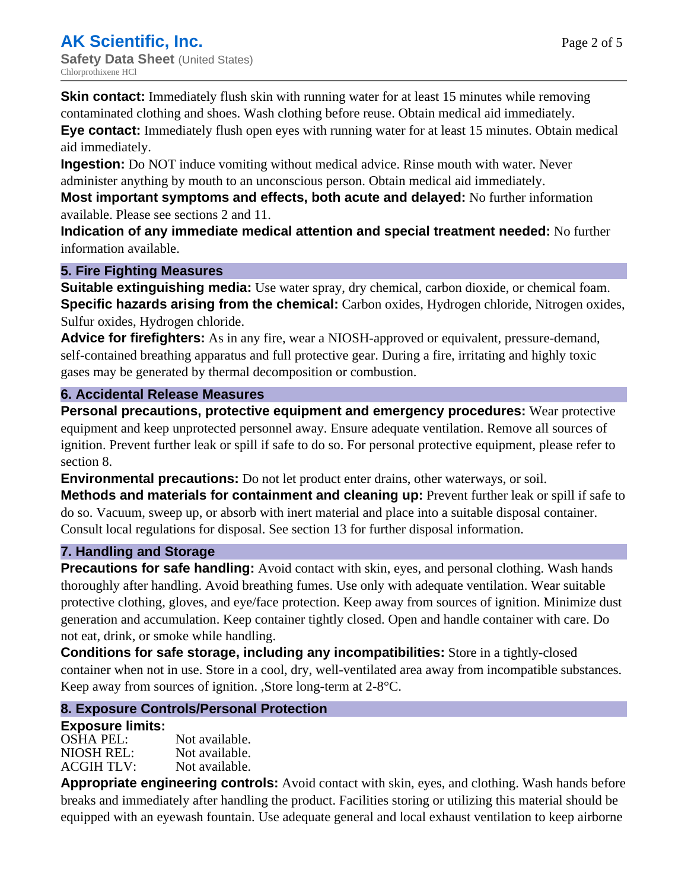**Skin contact:** Immediately flush skin with running water for at least 15 minutes while removing contaminated clothing and shoes. Wash clothing before reuse. Obtain medical aid immediately.
**Eye contact:** Immediately flush open eyes with running water for at least 15 minutes. Obtain medical aid immediately.
**Ingestion:** Do NOT induce vomiting without medical advice. Rinse mouth with water. Never administer anything by mouth to an unconscious person. Obtain medical aid immediately.
**Most important symptoms and effects, both acute and delayed:** No further information available. Please see sections 2 and 11.
**Indication of any immediate medical attention and special treatment needed:** No further information available.

## 5. Fire Fighting Measures

**Suitable extinguishing media:** Use water spray, dry chemical, carbon dioxide, or chemical foam.
**Specific hazards arising from the chemical:** Carbon oxides, Hydrogen chloride, Nitrogen oxides, Sulfur oxides, Hydrogen chloride.
**Advice for firefighters:** As in any fire, wear a NIOSH-approved or equivalent, pressure-demand, self-contained breathing apparatus and full protective gear. During a fire, irritating and highly toxic gases may be generated by thermal decomposition or combustion.

## 6. Accidental Release Measures

**Personal precautions, protective equipment and emergency procedures:** Wear protective equipment and keep unprotected personnel away. Ensure adequate ventilation. Remove all sources of ignition. Prevent further leak or spill if safe to do so. For personal protective equipment, please refer to section 8.
**Environmental precautions:** Do not let product enter drains, other waterways, or soil.
**Methods and materials for containment and cleaning up:** Prevent further leak or spill if safe to do so. Vacuum, sweep up, or absorb with inert material and place into a suitable disposal container. Consult local regulations for disposal. See section 13 for further disposal information.

## 7. Handling and Storage

**Precautions for safe handling:** Avoid contact with skin, eyes, and personal clothing. Wash hands thoroughly after handling. Avoid breathing fumes. Use only with adequate ventilation. Wear suitable protective clothing, gloves, and eye/face protection. Keep away from sources of ignition. Minimize dust generation and accumulation. Keep container tightly closed. Open and handle container with care. Do not eat, drink, or smoke while handling.
**Conditions for safe storage, including any incompatibilities:** Store in a tightly-closed container when not in use. Store in a cool, dry, well-ventilated area away from incompatible substances. Keep away from sources of ignition. ,Store long-term at 2-8°C.

## 8. Exposure Controls/Personal Protection

**Exposure limits:**

| | |
|---|---|
| OSHA PEL: | Not available. |
| NIOSH REL: | Not available. |
| ACGIH TLV: | Not available. |

**Appropriate engineering controls:** Avoid contact with skin, eyes, and clothing. Wash hands before breaks and immediately after handling the product. Facilities storing or utilizing this material should be equipped with an eyewash fountain. Use adequate general and local exhaust ventilation to keep airborne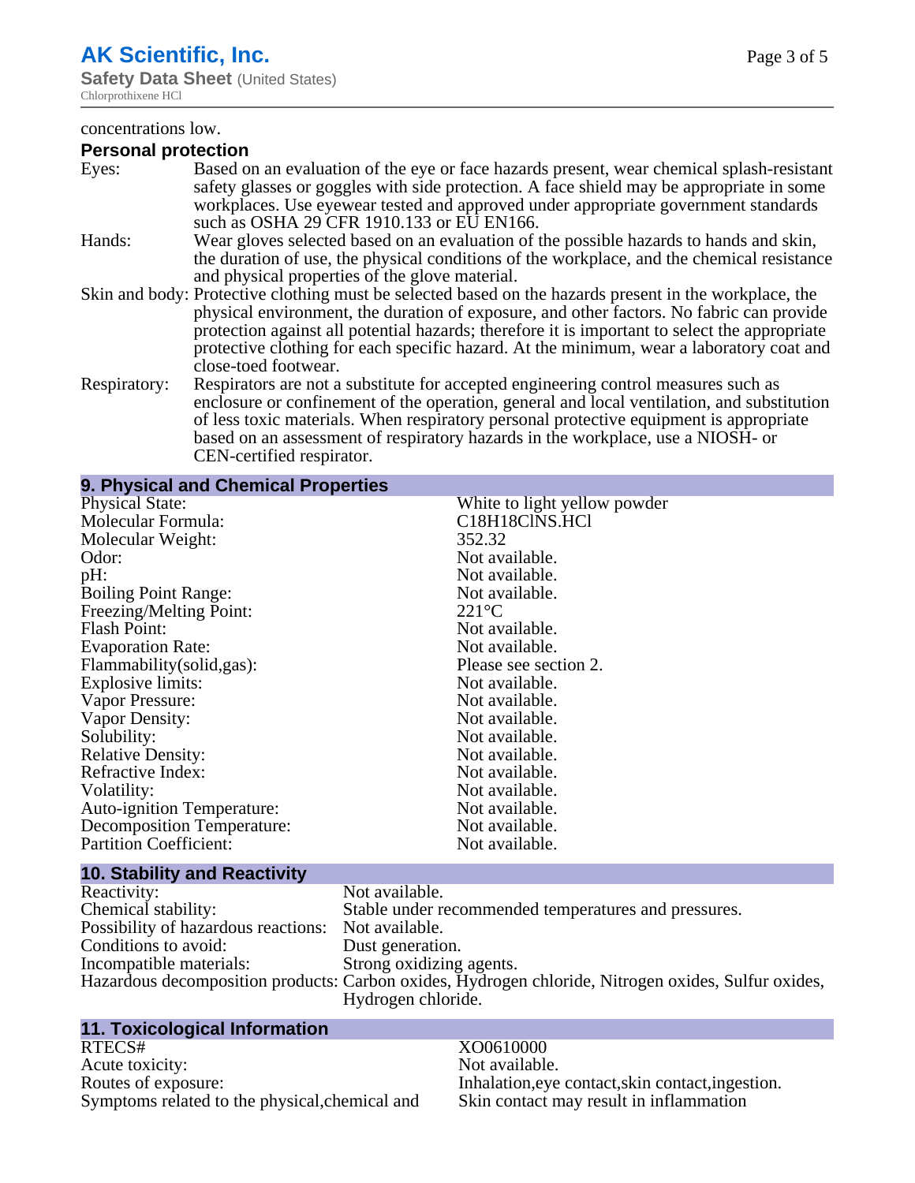concentrations low.

**Personal protection**

Eyes: Based on an evaluation of the eye or face hazards present, wear chemical splash-resistant safety glasses or goggles with side protection. A face shield may be appropriate in some workplaces. Use eyewear tested and approved under appropriate government standards such as OSHA 29 CFR 1910.133 or EU EN166.

Hands: Wear gloves selected based on an evaluation of the possible hazards to hands and skin, the duration of use, the physical conditions of the workplace, and the chemical resistance and physical properties of the glove material.

Skin and body: Protective clothing must be selected based on the hazards present in the workplace, the physical environment, the duration of exposure, and other factors. No fabric can provide protection against all potential hazards; therefore it is important to select the appropriate protective clothing for each specific hazard. At the minimum, wear a laboratory coat and close-toed footwear.

Respiratory: Respirators are not a substitute for accepted engineering control measures such as enclosure or confinement of the operation, general and local ventilation, and substitution of less toxic materials. When respiratory personal protective equipment is appropriate based on an assessment of respiratory hazards in the workplace, use a NIOSH- or CEN-certified respirator.

## 9. Physical and Chemical Properties

| | |
|---|---|
| Physical State: | White to light yellow powder |
| Molecular Formula: | C18H18ClNS.HCl |
| Molecular Weight: | 352.32 |
| Odor: | Not available. |
| pH: | Not available. |
| Boiling Point Range: | Not available. |
| Freezing/Melting Point: | 221°C |
| Flash Point: | Not available. |
| Evaporation Rate: | Not available. |
| Flammability(solid,gas): | Please see section 2. |
| Explosive limits: | Not available. |
| Vapor Pressure: | Not available. |
| Vapor Density: | Not available. |
| Solubility: | Not available. |
| Relative Density: | Not available. |
| Refractive Index: | Not available. |
| Volatility: | Not available. |
| Auto-ignition Temperature: | Not available. |
| Decomposition Temperature: | Not available. |
| Partition Coefficient: | Not available. |

## 10. Stability and Reactivity

| | |
|---|---|
| Reactivity: | Not available. |
| Chemical stability: | Stable under recommended temperatures and pressures. |
| Possibility of hazardous reactions: | Not available. |
| Conditions to avoid: | Dust generation. |
| Incompatible materials: | Strong oxidizing agents. |
| Hazardous decomposition products: | Carbon oxides, Hydrogen chloride, Nitrogen oxides, Sulfur oxides, Hydrogen chloride. |

## 11. Toxicological Information

| | |
|---|---|
| RTECS# | XO0610000 |
| Acute toxicity: | Not available. |
| Routes of exposure: | Inhalation,eye contact,skin contact,ingestion. |
| Symptoms related to the physical,chemical and | Skin contact may result in inflammation |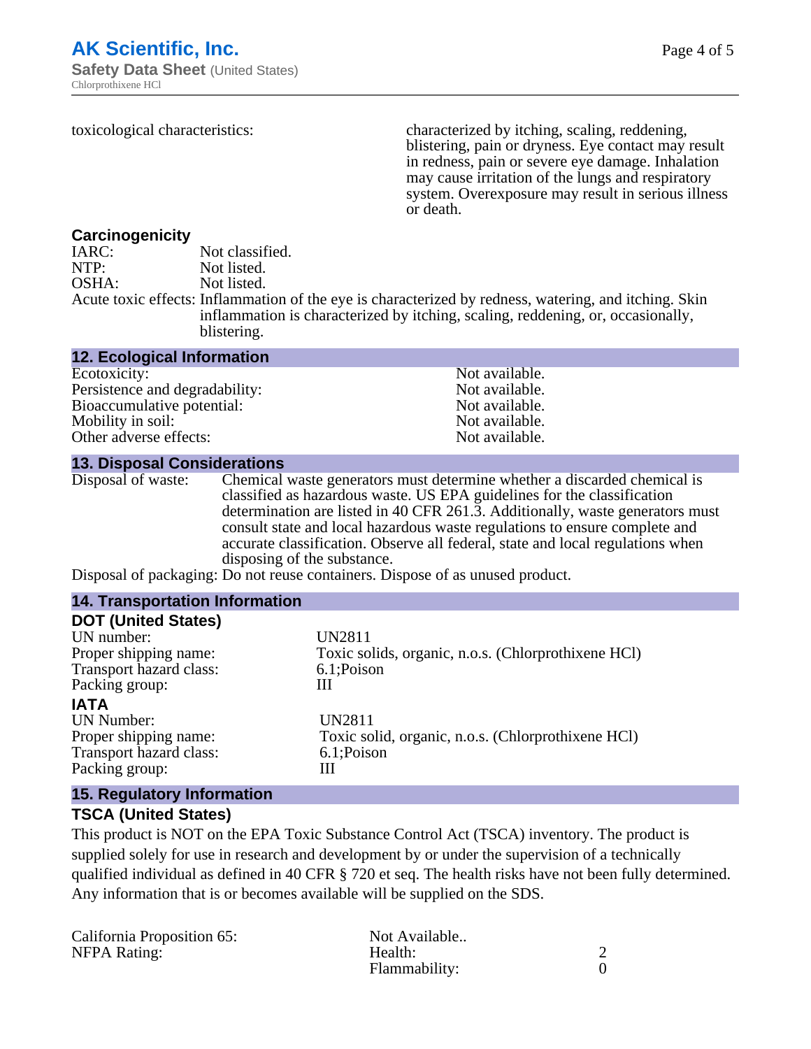| | |
|---|---|
| toxicological characteristics: | characterized by itching, scaling, reddening, blistering, pain or dryness. Eye contact may result in redness, pain or severe eye damage. Inhalation may cause irritation of the lungs and respiratory system. Overexposure may result in serious illness or death. |

### Carcinogenicity

| | |
|---|---|
| IARC: | Not classified. |
| NTP: | Not listed. |
| OSHA: | Not listed. |
| Acute toxic effects: | Inflammation of the eye is characterized by redness, watering, and itching. Skin inflammation is characterized by itching, scaling, reddening, or, occasionally, blistering. |

## 12. Ecological Information

| | |
|---|---|
| Ecotoxicity: | Not available. |
| Persistence and degradability: | Not available. |
| Bioaccumulative potential: | Not available. |
| Mobility in soil: | Not available. |
| Other adverse effects: | Not available. |

## 13. Disposal Considerations

| | |
|---|---|
| Disposal of waste: | Chemical waste generators must determine whether a discarded chemical is classified as hazardous waste. US EPA guidelines for the classification determination are listed in 40 CFR 261.3. Additionally, waste generators must consult state and local hazardous waste regulations to ensure complete and accurate classification. Observe all federal, state and local regulations when disposing of the substance. |
| Disposal of packaging: | Do not reuse containers. Dispose of as unused product. |

## 14. Transportation Information

### DOT (United States)

| | |
|---|---|
| UN number: | UN2811 |
| Proper shipping name: | Toxic solids, organic, n.o.s. (Chlorprothixene HCl) |
| Transport hazard class: | 6.1;Poison |
| Packing group: | III |

### IATA

| | |
|---|---|
| UN Number: | UN2811 |
| Proper shipping name: | Toxic solid, organic, n.o.s. (Chlorprothixene HCl) |
| Transport hazard class: | 6.1;Poison |
| Packing group: | III |

## 15. Regulatory Information

### TSCA (United States)

This product is NOT on the EPA Toxic Substance Control Act (TSCA) inventory. The product is supplied solely for use in research and development by or under the supervision of a technically qualified individual as defined in 40 CFR § 720 et seq. The health risks have not been fully determined. Any information that is or becomes available will be supplied on the SDS.

| | | |
|---|---|---|
| California Proposition 65: | Not Available.. | |
| NFPA Rating: | Health: | 2 |
| | Flammability: | 0 |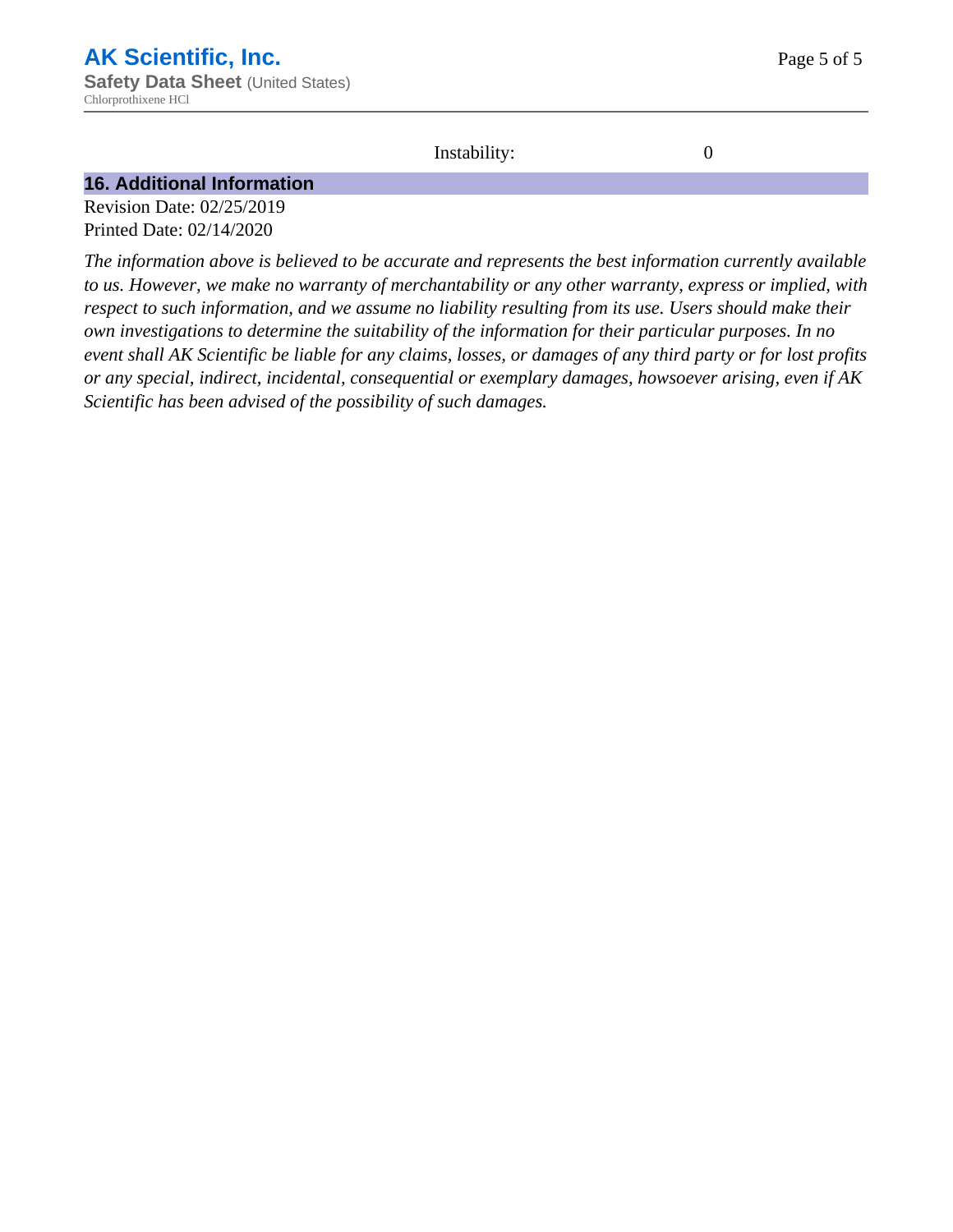| | |
|---|---|
| Instability: | 0 |

## 16. Additional Information

Revision Date: 02/25/2019
Printed Date: 02/14/2020

*The information above is believed to be accurate and represents the best information currently available to us. However, we make no warranty of merchantability or any other warranty, express or implied, with respect to such information, and we assume no liability resulting from its use. Users should make their own investigations to determine the suitability of the information for their particular purposes. In no event shall AK Scientific be liable for any claims, losses, or damages of any third party or for lost profits or any special, indirect, incidental, consequential or exemplary damages, howsoever arising, even if AK Scientific has been advised of the possibility of such damages.*